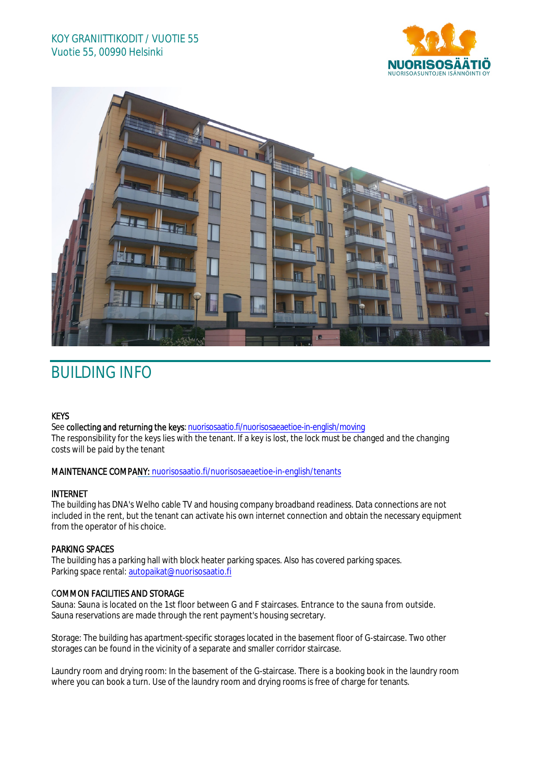KOY GRANIITTIKODIT / VUOTIE 55
Vuotie 55, 00990 Helsinki

# BUILDING INFO

**KEYS**
See **collecting and returning the keys**: nuorisosaatio.fi/nuorisosaeaetioe-in-english/moving
The responsibility for the keys lies with the tenant. If a key is lost, the lock must be changed and the changing costs will be paid by the tenant

**MAINTENANCE COMPANY:** nuorisosaatio.fi/nuorisosaeaetioe-in-english/tenants

**INTERNET**
The building has DNA's Welho cable TV and housing company broadband readiness. Data connections are not included in the rent, but the tenant can activate his own internet connection and obtain the necessary equipment from the operator of his choice.

**PARKING SPACES**
The building has a parking hall with block heater parking spaces. Also has covered parking spaces.
Parking space rental: autopaikat@nuorisosaatio.fi

**COMMON FACILITIES AND STORAGE**
Sauna: Sauna is located on the 1st floor between G and F staircases. Entrance to the sauna from outside. Sauna reservations are made through the rent payment's housing secretary.

Storage: The building has apartment-specific storages located in the basement floor of G-staircase. Two other storages can be found in the vicinity of a separate and smaller corridor staircase.

Laundry room and drying room: In the basement of the G-staircase. There is a booking book in the laundry room where you can book a turn. Use of the laundry room and drying rooms is free of charge for tenants.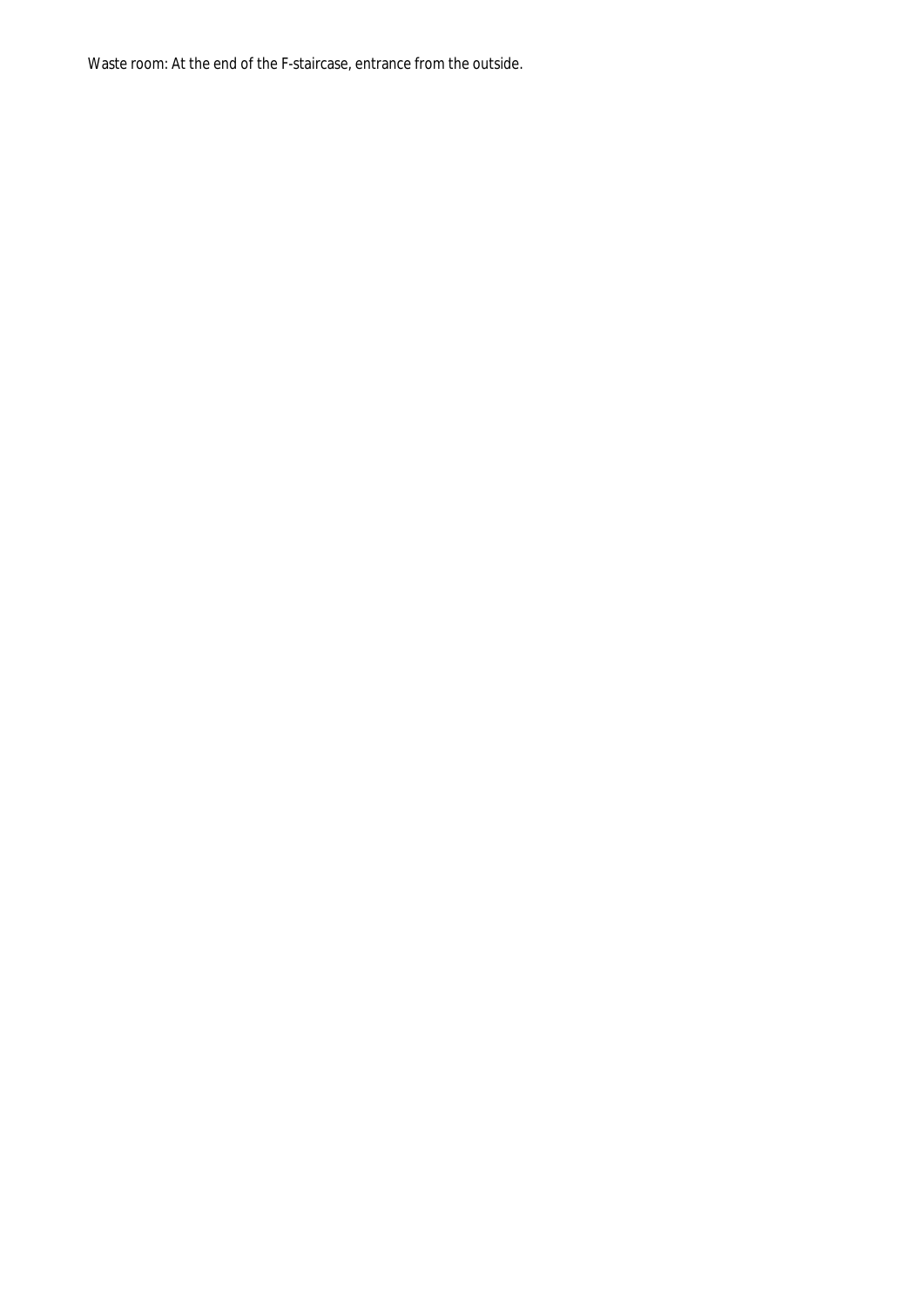Waste room: At the end of the F-staircase, entrance from the outside.